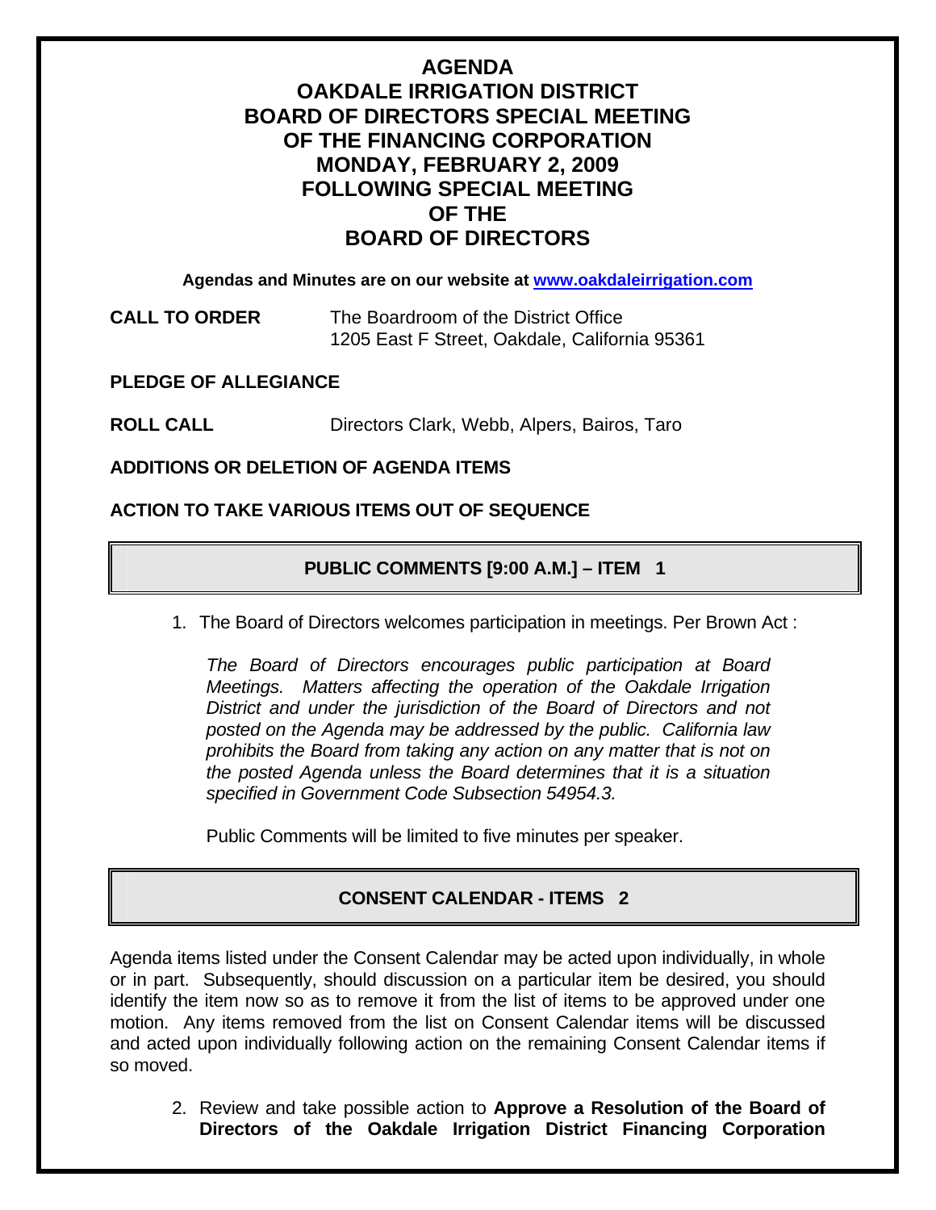# AGENDA
# OAKDALE IRRIGATION DISTRICT
# BOARD OF DIRECTORS SPECIAL MEETING
# OF THE FINANCING CORPORATION
# MONDAY, FEBRUARY 2, 2009
# FOLLOWING SPECIAL MEETING
# OF THE
# BOARD OF DIRECTORS

**Agendas and Minutes are on our website at [www.oakdaleirrigation.com](http://www.oakdaleirrigation.com)**

**CALL TO ORDER** The Boardroom of the District Office
1205 East F Street, Oakdale, California 95361

**PLEDGE OF ALLEGIANCE**

**ROLL CALL** Directors Clark, Webb, Alpers, Bairos, Taro

**ADDITIONS OR DELETION OF AGENDA ITEMS**

**ACTION TO TAKE VARIOUS ITEMS OUT OF SEQUENCE**

## PUBLIC COMMENTS [9:00 A.M.] – ITEM 1

1. The Board of Directors welcomes participation in meetings. Per Brown Act :

   *The Board of Directors encourages public participation at Board Meetings. Matters affecting the operation of the Oakdale Irrigation District and under the jurisdiction of the Board of Directors and not posted on the Agenda may be addressed by the public. California law prohibits the Board from taking any action on any matter that is not on the posted Agenda unless the Board determines that it is a situation specified in Government Code Subsection 54954.3.*

   Public Comments will be limited to five minutes per speaker.

## CONSENT CALENDAR - ITEMS 2

Agenda items listed under the Consent Calendar may be acted upon individually, in whole or in part. Subsequently, should discussion on a particular item be desired, you should identify the item now so as to remove it from the list of items to be approved under one motion. Any items removed from the list on Consent Calendar items will be discussed and acted upon individually following action on the remaining Consent Calendar items if so moved.

2. Review and take possible action to **Approve a Resolution of the Board of Directors of the Oakdale Irrigation District Financing Corporation**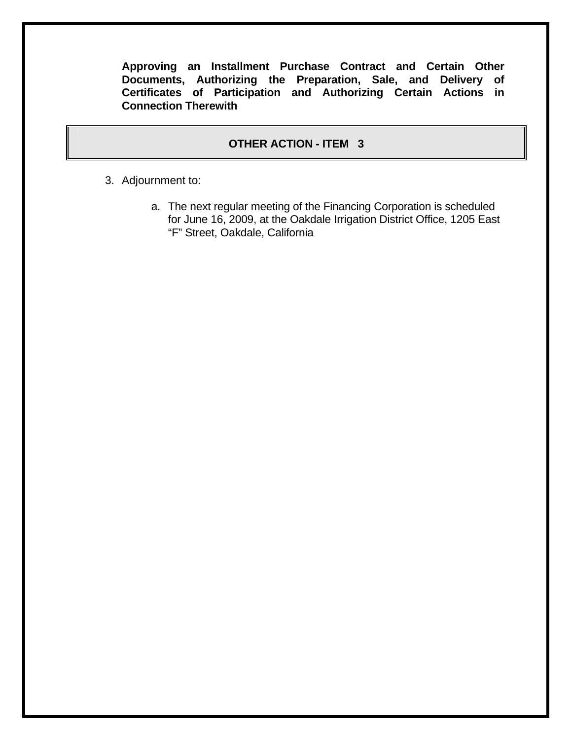**Approving an Installment Purchase Contract and Certain Other Documents, Authorizing the Preparation, Sale, and Delivery of Certificates of Participation and Authorizing Certain Actions in Connection Therewith**

## OTHER ACTION - ITEM 3

3. Adjournment to:

   a. The next regular meeting of the Financing Corporation is scheduled for June 16, 2009, at the Oakdale Irrigation District Office, 1205 East "F" Street, Oakdale, California